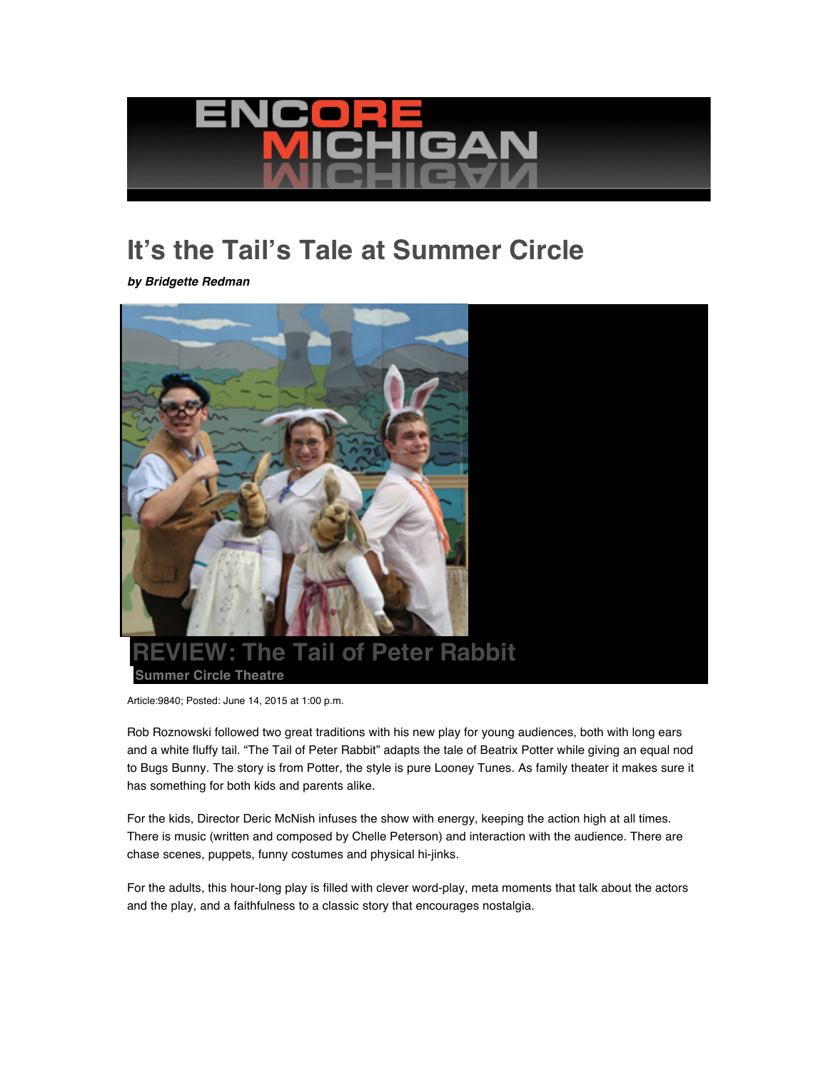# ENCORE MICHIGAN

## It's the Tail's Tale at Summer Circle

***by Bridgette Redman***

**REVIEW: The Tail of Peter Rabbit**

**Summer Circle Theatre**

Article:9840; Posted: June 14, 2015 at 1:00 p.m.

Rob Roznowski followed two great traditions with his new play for young audiences, both with long ears and a white fluffy tail. "The Tail of Peter Rabbit" adapts the tale of Beatrix Potter while giving an equal nod to Bugs Bunny. The story is from Potter, the style is pure Looney Tunes. As family theater it makes sure it has something for both kids and parents alike.

For the kids, Director Deric McNish infuses the show with energy, keeping the action high at all times. There is music (written and composed by Chelle Peterson) and interaction with the audience. There are chase scenes, puppets, funny costumes and physical hi-jinks.

For the adults, this hour-long play is filled with clever word-play, meta moments that talk about the actors and the play, and a faithfulness to a classic story that encourages nostalgia.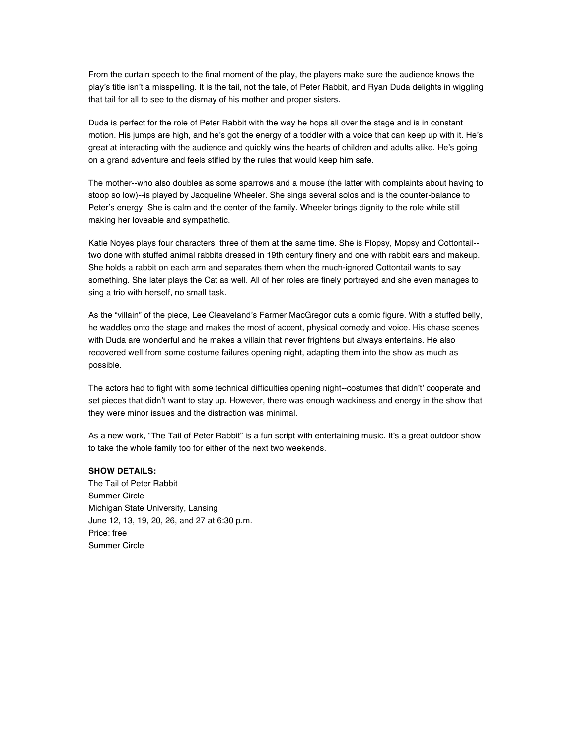From the curtain speech to the final moment of the play, the players make sure the audience knows the play's title isn't a misspelling. It is the tail, not the tale, of Peter Rabbit, and Ryan Duda delights in wiggling that tail for all to see to the dismay of his mother and proper sisters.

Duda is perfect for the role of Peter Rabbit with the way he hops all over the stage and is in constant motion. His jumps are high, and he's got the energy of a toddler with a voice that can keep up with it. He's great at interacting with the audience and quickly wins the hearts of children and adults alike. He's going on a grand adventure and feels stifled by the rules that would keep him safe.

The mother--who also doubles as some sparrows and a mouse (the latter with complaints about having to stoop so low)--is played by Jacqueline Wheeler. She sings several solos and is the counter-balance to Peter's energy. She is calm and the center of the family. Wheeler brings dignity to the role while still making her loveable and sympathetic.

Katie Noyes plays four characters, three of them at the same time. She is Flopsy, Mopsy and Cottontail--two done with stuffed animal rabbits dressed in 19th century finery and one with rabbit ears and makeup. She holds a rabbit on each arm and separates them when the much-ignored Cottontail wants to say something. She later plays the Cat as well. All of her roles are finely portrayed and she even manages to sing a trio with herself, no small task.

As the "villain" of the piece, Lee Cleaveland's Farmer MacGregor cuts a comic figure. With a stuffed belly, he waddles onto the stage and makes the most of accent, physical comedy and voice. His chase scenes with Duda are wonderful and he makes a villain that never frightens but always entertains. He also recovered well from some costume failures opening night, adapting them into the show as much as possible.

The actors had to fight with some technical difficulties opening night--costumes that didn't' cooperate and set pieces that didn't want to stay up. However, there was enough wackiness and energy in the show that they were minor issues and the distraction was minimal.

As a new work, "The Tail of Peter Rabbit" is a fun script with entertaining music. It's a great outdoor show to take the whole family too for either of the next two weekends.

**SHOW DETAILS:**
The Tail of Peter Rabbit
Summer Circle
Michigan State University, Lansing
June 12, 13, 19, 20, 26, and 27 at 6:30 p.m.
Price: free
Summer Circle